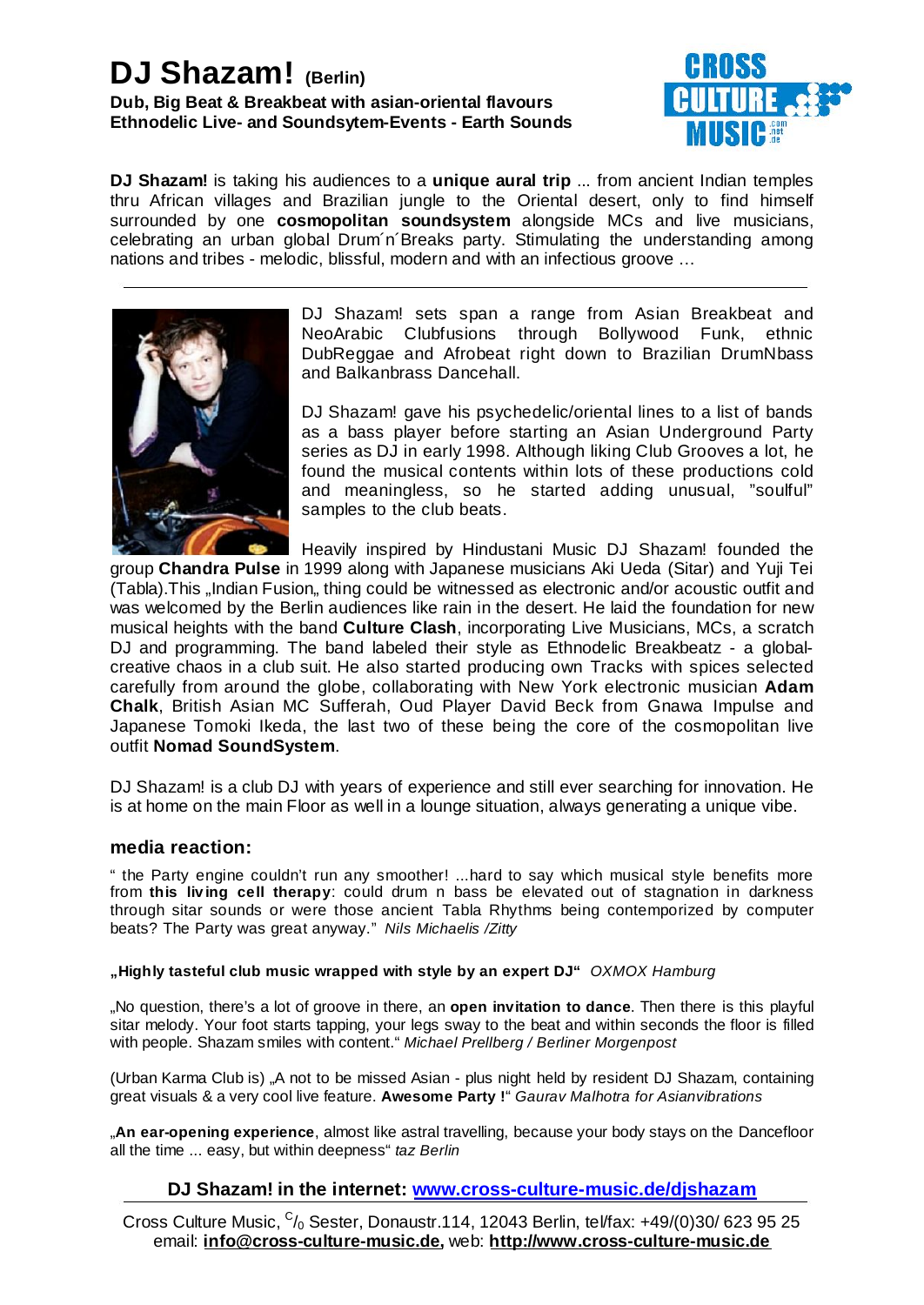# DJ Shazam! (Berlin)

**Dub, Big Beat & Breakbeat with asian-oriental flavours**
**Ethnodelic Live- and Soundsytem-Events - Earth Sounds**

CROSS CULTURE MUSIC .com .net .de

**DJ Shazam!** is taking his audiences to a **unique aural trip** ... from ancient Indian temples thru African villages and Brazilian jungle to the Oriental desert, only to find himself surrounded by one **cosmopolitan soundsystem** alongside MCs and live musicians, celebrating an urban global Drum´n´Breaks party. Stimulating the understanding among nations and tribes - melodic, blissful, modern and with an infectious groove …

---

DJ Shazam! sets span a range from Asian Breakbeat and NeoArabic Clubfusions through Bollywood Funk, ethnic DubReggae and Afrobeat right down to Brazilian DrumNbass and Balkanbrass Dancehall.

DJ Shazam! gave his psychedelic/oriental lines to a list of bands as a bass player before starting an Asian Underground Party series as DJ in early 1998. Although liking Club Grooves a lot, he found the musical contents within lots of these productions cold and meaningless, so he started adding unusual, "soulful" samples to the club beats.

Heavily inspired by Hindustani Music DJ Shazam! founded the group **Chandra Pulse** in 1999 along with Japanese musicians Aki Ueda (Sitar) and Yuji Tei (Tabla).This „Indian Fusion„ thing could be witnessed as electronic and/or acoustic outfit and was welcomed by the Berlin audiences like rain in the desert. He laid the foundation for new musical heights with the band **Culture Clash**, incorporating Live Musicians, MCs, a scratch DJ and programming. The band labeled their style as Ethnodelic Breakbeatz - a global-creative chaos in a club suit. He also started producing own Tracks with spices selected carefully from around the globe, collaborating with New York electronic musician **Adam Chalk**, British Asian MC Sufferah, Oud Player David Beck from Gnawa Impulse and Japanese Tomoki Ikeda, the last two of these being the core of the cosmopolitan live outfit **Nomad SoundSystem**.

DJ Shazam! is a club DJ with years of experience and still ever searching for innovation. He is at home on the main Floor as well in a lounge situation, always generating a unique vibe.

## media reaction:

" the Party engine couldn't run any smoother! ...hard to say which musical style benefits more from **this living cell therapy**: could drum n bass be elevated out of stagnation in darkness through sitar sounds or were those ancient Tabla Rhythms being contemporized by computer beats? The Party was great anyway." *Nils Michaelis /Zitty*

**„Highly tasteful club music wrapped with style by an expert DJ"** *OXMOX Hamburg*

„No question, there's a lot of groove in there, an **open invitation to dance**. Then there is this playful sitar melody. Your foot starts tapping, your legs sway to the beat and within seconds the floor is filled with people. Shazam smiles with content." *Michael Prellberg / Berliner Morgenpost*

(Urban Karma Club is) „A not to be missed Asian - plus night held by resident DJ Shazam, containing great visuals & a very cool live feature. **Awesome Party !**" *Gaurav Malhotra for Asianvibrations*

„**An ear-opening experience**, almost like astral travelling, because your body stays on the Dancefloor all the time ... easy, but within deepness" *taz Berlin*

**DJ Shazam! in the internet: www.cross-culture-music.de/djshazam**

Cross Culture Music, C/o Sester, Donaustr.114, 12043 Berlin, tel/fax: +49/(0)30/ 623 95 25
email: **info@cross-culture-music.de,** web: **http://www.cross-culture-music.de**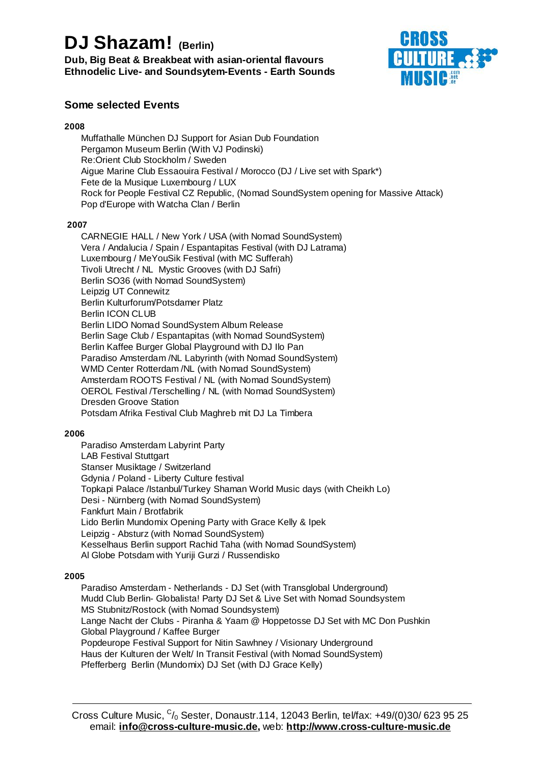# DJ Shazam! (Berlin)

**Dub, Big Beat & Breakbeat with asian-oriental flavours**
**Ethnodelic Live- and Soundsytem-Events - Earth Sounds**

## Some selected Events

### 2008

- Muffathalle München DJ Support for Asian Dub Foundation
- Pergamon Museum Berlin (With VJ Podinski)
- Re:Orient Club Stockholm / Sweden
- Aigue Marine Club Essaouira Festival / Morocco (DJ / Live set with Spark*)
- Fete de la Musique Luxembourg / LUX
- Rock for People Festival CZ Republic, (Nomad SoundSystem opening for Massive Attack)
- Pop d'Europe with Watcha Clan / Berlin

### 2007

- CARNEGIE HALL / New York / USA (with Nomad SoundSystem)
- Vera / Andalucia / Spain / Espantapitas Festival (with DJ Latrama)
- Luxembourg / MeYouSik Festival (with MC Sufferah)
- Tivoli Utrecht / NL Mystic Grooves (with DJ Safri)
- Berlin SO36 (with Nomad SoundSystem)
- Leipzig UT Connewitz
- Berlin Kulturforum/Potsdamer Platz
- Berlin ICON CLUB
- Berlin LIDO Nomad SoundSystem Album Release
- Berlin Sage Club / Espantapitas (with Nomad SoundSystem)
- Berlin Kaffee Burger Global Playground with DJ Ilo Pan
- Paradiso Amsterdam /NL Labyrinth (with Nomad SoundSystem)
- WMD Center Rotterdam /NL (with Nomad SoundSystem)
- Amsterdam ROOTS Festival / NL (with Nomad SoundSystem)
- OEROL Festival /Terschelling / NL (with Nomad SoundSystem)
- Dresden Groove Station
- Potsdam Afrika Festival Club Maghreb mit DJ La Timbera

### 2006

- Paradiso Amsterdam Labyrint Party
- LAB Festival Stuttgart
- Stanser Musiktage / Switzerland
- Gdynia / Poland - Liberty Culture festival
- Topkapi Palace /Istanbul/Turkey Shaman World Music days (with Cheikh Lo)
- Desi - Nürnberg (with Nomad SoundSystem)
- Fankfurt Main / Brotfabrik
- Lido Berlin Mundomix Opening Party with Grace Kelly & Ipek
- Leipzig - Absturz (with Nomad SoundSystem)
- Kesselhaus Berlin support Rachid Taha (with Nomad SoundSystem)
- Al Globe Potsdam with Yuriji Gurzi / Russendisko

### 2005

- Paradiso Amsterdam - Netherlands - DJ Set (with Transglobal Underground)
- Mudd Club Berlin- Globalista! Party DJ Set & Live Set with Nomad Soundsystem
- MS Stubnitz/Rostock (with Nomad Soundsystem)
- Lange Nacht der Clubs - Piranha & Yaam @ Hoppetosse DJ Set with MC Don Pushkin
- Global Playground / Kaffee Burger
- Popdeurope Festival Support for Nitin Sawhney / Visionary Underground
- Haus der Kulturen der Welt/ In Transit Festival (with Nomad SoundSystem)
- Pfefferberg Berlin (Mundomix) DJ Set (with DJ Grace Kelly)

---

Cross Culture Music, C/0 Sester, Donaustr.114, 12043 Berlin, tel/fax: +49/(0)30/ 623 95 25
email: **info@cross-culture-music.de,** web: **http://www.cross-culture-music.de**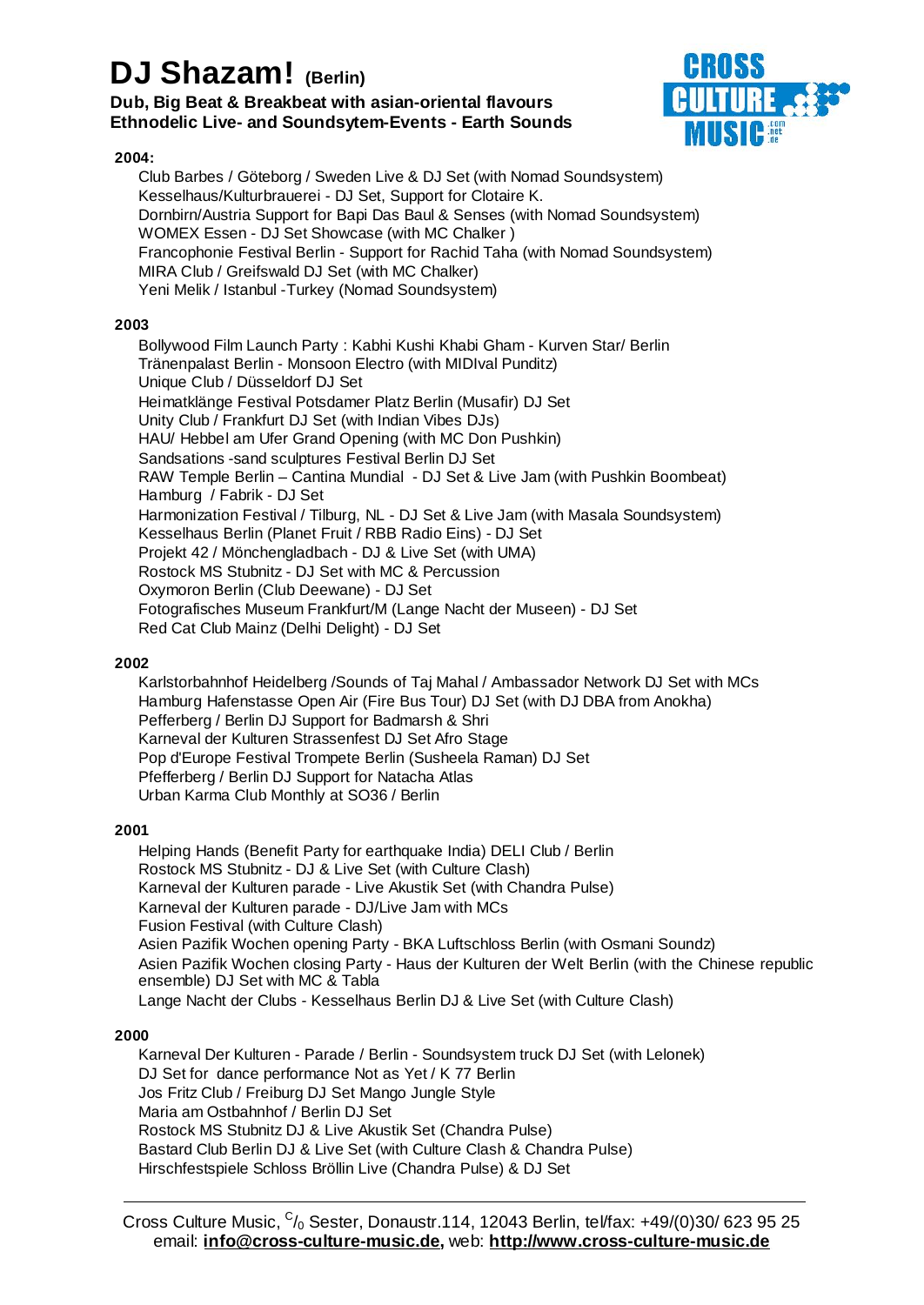# DJ Shazam! (Berlin)

**Dub, Big Beat & Breakbeat with asian-oriental flavours**
**Ethnodelic Live- and Soundsytem-Events - Earth Sounds**

CROSS CULTURE MUSIC .com .net .de

**2004:**

Club Barbes / Göteborg / Sweden Live & DJ Set (with Nomad Soundsystem)
Kesselhaus/Kulturbrauerei - DJ Set, Support for Clotaire K.
Dornbirn/Austria Support for Bapi Das Baul & Senses (with Nomad Soundsystem)
WOMEX Essen - DJ Set Showcase (with MC Chalker )
Francophonie Festival Berlin - Support for Rachid Taha (with Nomad Soundsystem)
MIRA Club / Greifswald DJ Set (with MC Chalker)
Yeni Melik / Istanbul -Turkey (Nomad Soundsystem)

**2003**

Bollywood Film Launch Party : Kabhi Kushi Khabi Gham - Kurven Star/ Berlin
Tränenpalast Berlin - Monsoon Electro (with MIDIval Punditz)
Unique Club / Düsseldorf DJ Set
Heimatklänge Festival Potsdamer Platz Berlin (Musafir) DJ Set
Unity Club / Frankfurt DJ Set (with Indian Vibes DJs)
HAU/ Hebbel am Ufer Grand Opening (with MC Don Pushkin)
Sandsations -sand sculptures Festival Berlin DJ Set
RAW Temple Berlin – Cantina Mundial - DJ Set & Live Jam (with Pushkin Boombeat)
Hamburg / Fabrik - DJ Set
Harmonization Festival / Tilburg, NL - DJ Set & Live Jam (with Masala Soundsystem)
Kesselhaus Berlin (Planet Fruit / RBB Radio Eins) - DJ Set
Projekt 42 / Mönchengladbach - DJ & Live Set (with UMA)
Rostock MS Stubnitz - DJ Set with MC & Percussion
Oxymoron Berlin (Club Deewane) - DJ Set
Fotografisches Museum Frankfurt/M (Lange Nacht der Museen) - DJ Set
Red Cat Club Mainz (Delhi Delight) - DJ Set

**2002**

Karlstorbahnhof Heidelberg /Sounds of Taj Mahal / Ambassador Network DJ Set with MCs
Hamburg Hafenstasse Open Air (Fire Bus Tour) DJ Set (with DJ DBA from Anokha)
Pefferberg / Berlin DJ Support for Badmarsh & Shri
Karneval der Kulturen Strassenfest DJ Set Afro Stage
Pop d'Europe Festival Trompete Berlin (Susheela Raman) DJ Set
Pfefferberg / Berlin DJ Support for Natacha Atlas
Urban Karma Club Monthly at SO36 / Berlin

**2001**

Helping Hands (Benefit Party for earthquake India) DELI Club / Berlin
Rostock MS Stubnitz - DJ & Live Set (with Culture Clash)
Karneval der Kulturen parade - Live Akustik Set (with Chandra Pulse)
Karneval der Kulturen parade - DJ/Live Jam with MCs
Fusion Festival (with Culture Clash)
Asien Pazifik Wochen opening Party - BKA Luftschloss Berlin (with Osmani Soundz)
Asien Pazifik Wochen closing Party - Haus der Kulturen der Welt Berlin (with the Chinese republic ensemble) DJ Set with MC & Tabla
Lange Nacht der Clubs - Kesselhaus Berlin DJ & Live Set (with Culture Clash)

**2000**

Karneval Der Kulturen - Parade / Berlin - Soundsystem truck DJ Set (with Lelonek)
DJ Set for dance performance Not as Yet / K 77 Berlin
Jos Fritz Club / Freiburg DJ Set Mango Jungle Style
Maria am Ostbahnhof / Berlin DJ Set
Rostock MS Stubnitz DJ & Live Akustik Set (Chandra Pulse)
Bastard Club Berlin DJ & Live Set (with Culture Clash & Chandra Pulse)
Hirschfestspiele Schloss Bröllin Live (Chandra Pulse) & DJ Set

---

Cross Culture Music, C/0 Sester, Donaustr.114, 12043 Berlin, tel/fax: +49/(0)30/ 623 95 25
email: **info@cross-culture-music.de,** web: **http://www.cross-culture-music.de**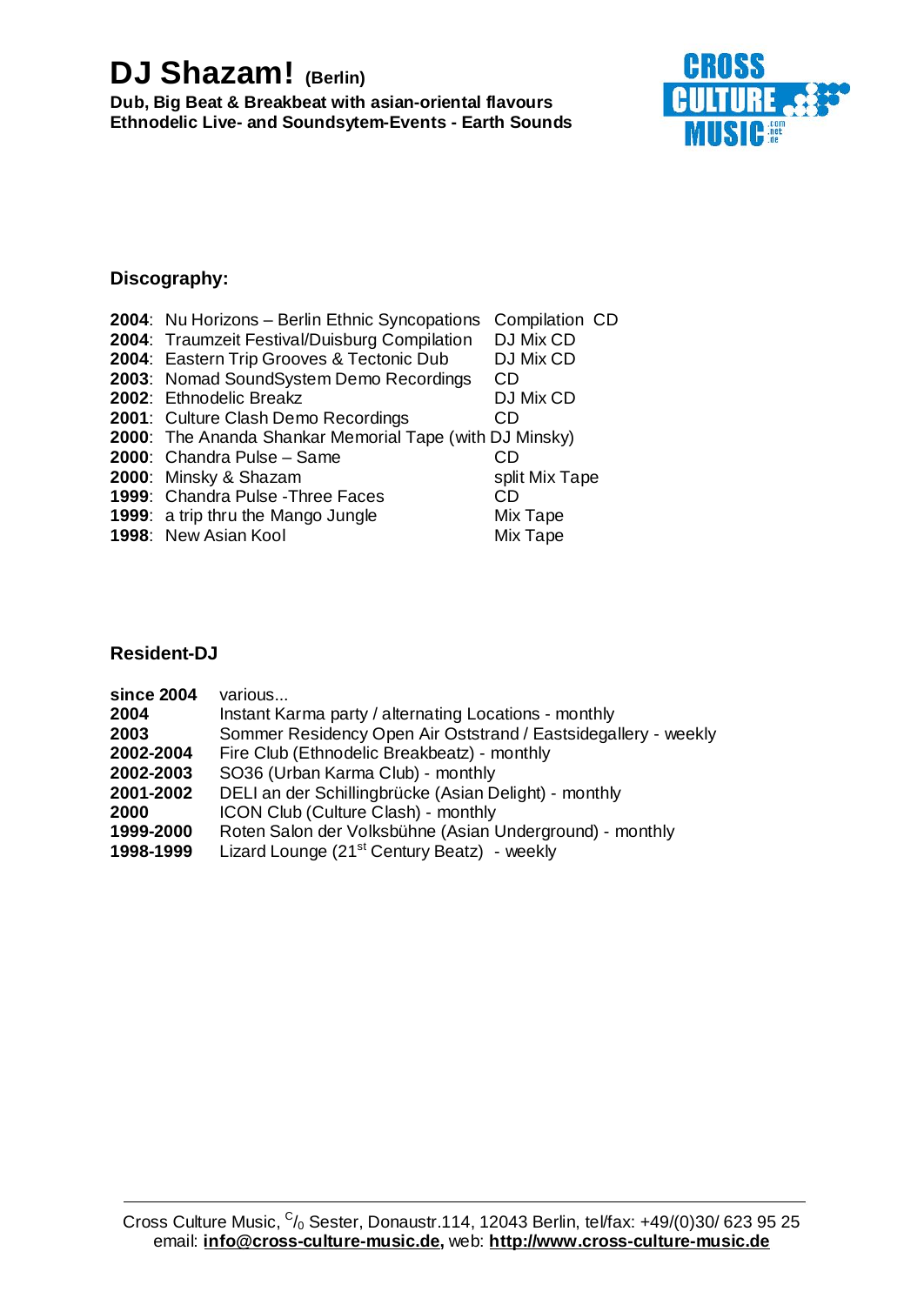# DJ Shazam! (Berlin)

**Dub, Big Beat & Breakbeat with asian-oriental flavours**
**Ethnodelic Live- and Soundsytem-Events - Earth Sounds**

CROSS CULTURE MUSIC .com .net .de

## Discography:

| | | |
|---|---|---|
| **2004**: | Nu Horizons – Berlin Ethnic Syncopations | Compilation CD |
| **2004**: | Traumzeit Festival/Duisburg Compilation | DJ Mix CD |
| **2004**: | Eastern Trip Grooves & Tectonic Dub | DJ Mix CD |
| **2003**: | Nomad SoundSystem Demo Recordings | CD |
| **2002**: | Ethnodelic Breakz | DJ Mix CD |
| **2001**: | Culture Clash Demo Recordings | CD |
| **2000**: | The Ananda Shankar Memorial Tape (with DJ Minsky) | |
| **2000**: | Chandra Pulse – Same | CD |
| **2000**: | Minsky & Shazam | split Mix Tape |
| **1999**: | Chandra Pulse -Three Faces | CD |
| **1999**: | a trip thru the Mango Jungle | Mix Tape |
| **1998**: | New Asian Kool | Mix Tape |

## Resident-DJ

| | |
|---|---|
| **since 2004** | various... |
| **2004** | Instant Karma party / alternating Locations - monthly |
| **2003** | Sommer Residency Open Air Oststrand / Eastsidegallery - weekly |
| **2002-2004** | Fire Club (Ethnodelic Breakbeatz) - monthly |
| **2002-2003** | SO36 (Urban Karma Club) - monthly |
| **2001-2002** | DELI an der Schillingbrücke (Asian Delight) - monthly |
| **2000** | ICON Club (Culture Clash) - monthly |
| **1999-2000** | Roten Salon der Volksbühne (Asian Underground) - monthly |
| **1998-1999** | Lizard Lounge (21st Century Beatz) - weekly |

Cross Culture Music, c/o Sester, Donaustr.114, 12043 Berlin, tel/fax: +49/(0)30/ 623 95 25
email: **info@cross-culture-music.de,** web: **http://www.cross-culture-music.de**